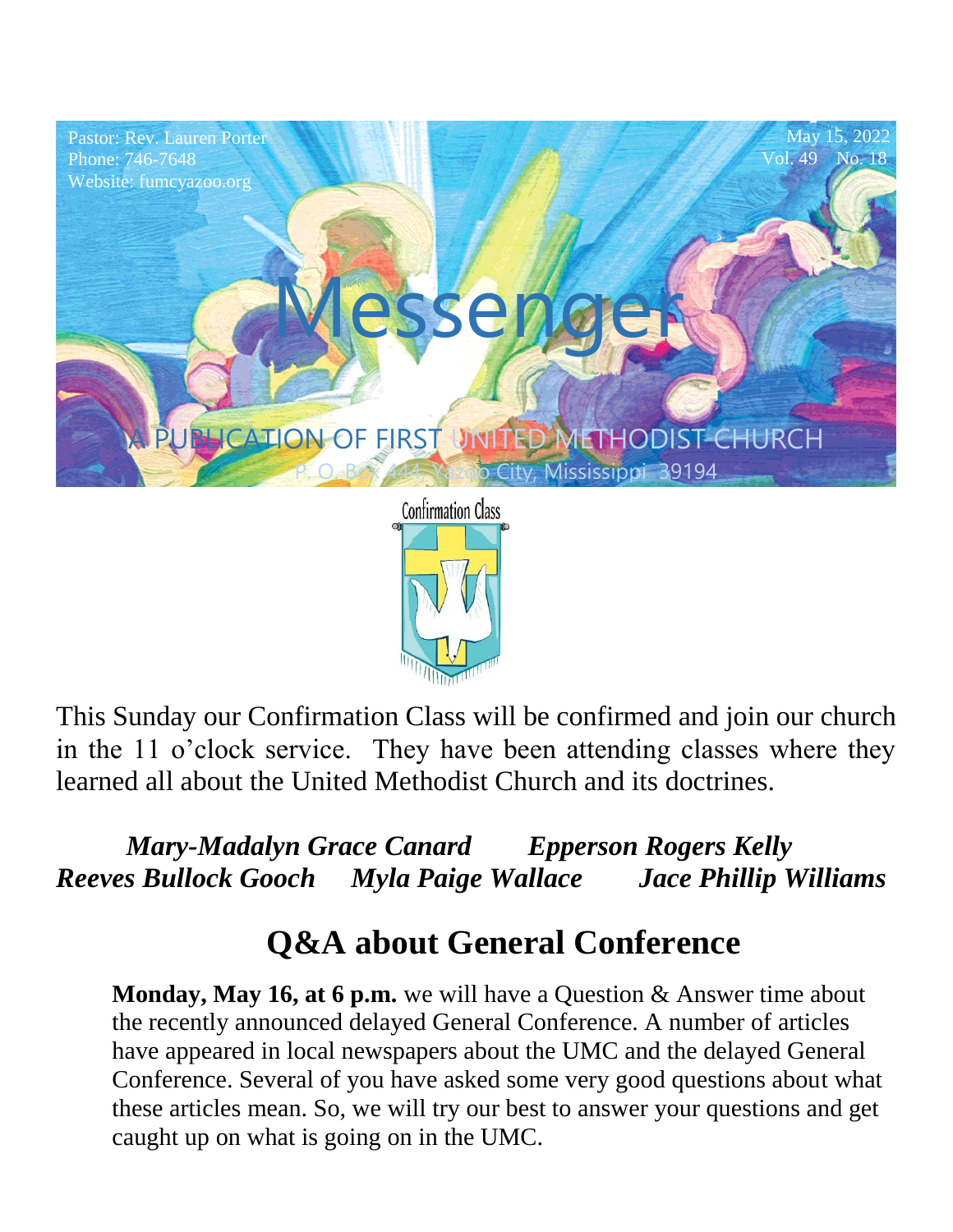Pastor: Rev. Lauren Porter
Phone: 746-7648
Website: fumcyazoo.org

May 15, 2022
Vol. 49 No. 18

# Messenger

A PUBLICATION OF FIRST UNITED METHODIST CHURCH
P. O. Box 444, Yazoo City, Mississippi 39194

Confirmation Class

This Sunday our Confirmation Class will be confirmed and join our church in the 11 o'clock service. They have been attending classes where they learned all about the United Methodist Church and its doctrines.

***Mary-Madalyn Grace Canard*** ***Epperson Rogers Kelly***
***Reeves Bullock Gooch*** ***Myla Paige Wallace*** ***Jace Phillip Williams***

## Q&A about General Conference

**Monday, May 16, at 6 p.m.** we will have a Question & Answer time about the recently announced delayed General Conference. A number of articles have appeared in local newspapers about the UMC and the delayed General Conference. Several of you have asked some very good questions about what these articles mean. So, we will try our best to answer your questions and get caught up on what is going on in the UMC.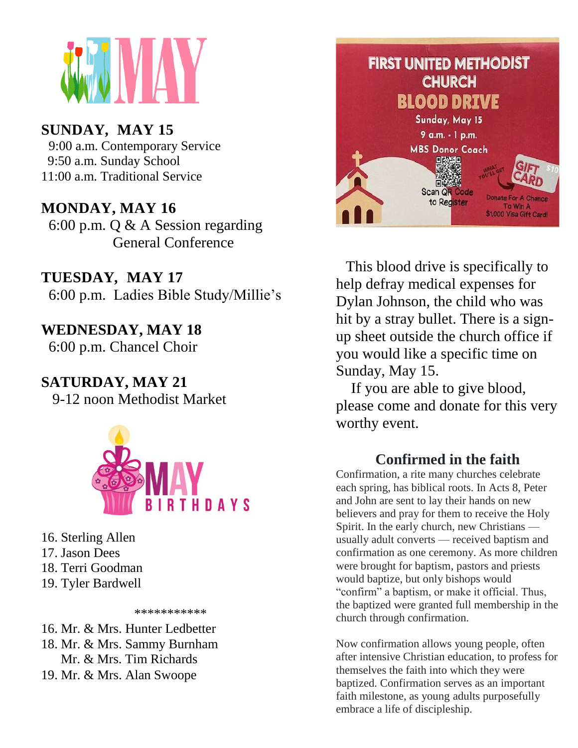# MAY

**SUNDAY, MAY 15**
9:00 a.m. Contemporary Service
9:50 a.m. Sunday School
11:00 a.m. Traditional Service

**MONDAY, MAY 16**
6:00 p.m. Q & A Session regarding General Conference

**TUESDAY, MAY 17**
6:00 p.m. Ladies Bible Study/Millie's

**WEDNESDAY, MAY 18**
6:00 p.m. Chancel Choir

**SATURDAY, MAY 21**
9-12 noon Methodist Market

## MAY BIRTHDAYS

16. Sterling Allen
17. Jason Dees
18. Terri Goodman
19. Tyler Bardwell

***********

16. Mr. & Mrs. Hunter Ledbetter
18. Mr. & Mrs. Sammy Burnham
    Mr. & Mrs. Tim Richards
19. Mr. & Mrs. Alan Swoope

**FIRST UNITED METHODIST CHURCH**
**BLOOD DRIVE**
Sunday, May 15
9 a.m. - 1 p.m.
MBS Donor Coach
Scan QR Code to Register
What you'll get: Gift Card $10
Donate For A Chance To Win A $1,000 Visa Gift Card!

This blood drive is specifically to help defray medical expenses for Dylan Johnson, the child who was hit by a stray bullet. There is a sign-up sheet outside the church office if you would like a specific time on Sunday, May 15.

If you are able to give blood, please come and donate for this very worthy event.

## Confirmed in the faith

Confirmation, a rite many churches celebrate each spring, has biblical roots. In Acts 8, Peter and John are sent to lay their hands on new believers and pray for them to receive the Holy Spirit. In the early church, new Christians — usually adult converts — received baptism and confirmation as one ceremony. As more children were brought for baptism, pastors and priests would baptize, but only bishops would "confirm" a baptism, or make it official. Thus, the baptized were granted full membership in the church through confirmation.

Now confirmation allows young people, often after intensive Christian education, to profess for themselves the faith into which they were baptized. Confirmation serves as an important faith milestone, as young adults purposefully embrace a life of discipleship.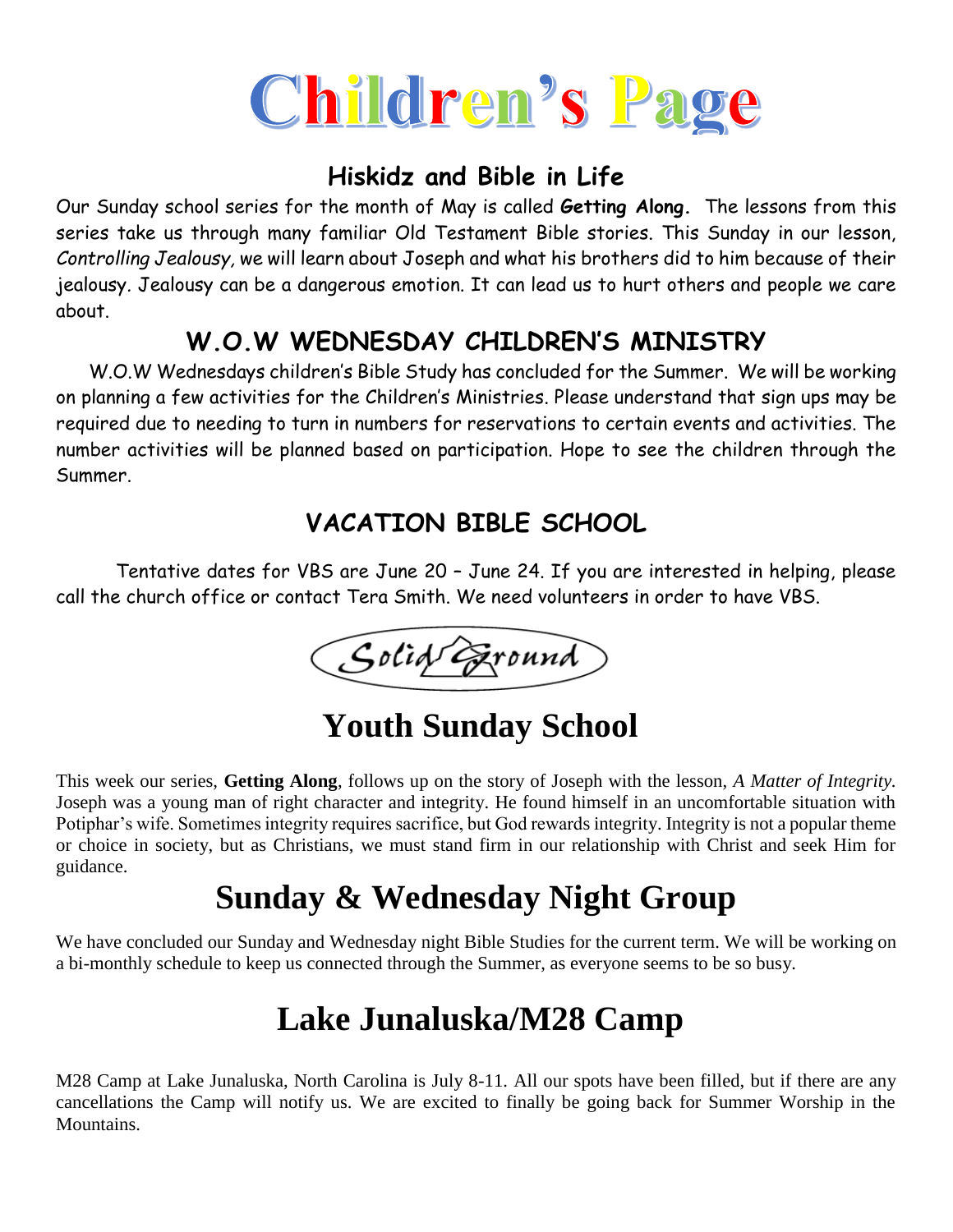# Children's Page

## Hiskidz and Bible in Life

Our Sunday school series for the month of May is called **Getting Along.** The lessons from this series take us through many familiar Old Testament Bible stories. This Sunday in our lesson, *Controlling Jealousy,* we will learn about Joseph and what his brothers did to him because of their jealousy. Jealousy can be a dangerous emotion. It can lead us to hurt others and people we care about.

## W.O.W WEDNESDAY CHILDREN'S MINISTRY

W.O.W Wednesdays children's Bible Study has concluded for the Summer. We will be working on planning a few activities for the Children's Ministries. Please understand that sign ups may be required due to needing to turn in numbers for reservations to certain events and activities. The number activities will be planned based on participation. Hope to see the children through the Summer.

## VACATION BIBLE SCHOOL

Tentative dates for VBS are June 20 – June 24. If you are interested in helping, please call the church office or contact Tera Smith. We need volunteers in order to have VBS.

Solid Ground

# Youth Sunday School

This week our series, **Getting Along**, follows up on the story of Joseph with the lesson, *A Matter of Integrity.* Joseph was a young man of right character and integrity. He found himself in an uncomfortable situation with Potiphar's wife. Sometimes integrity requires sacrifice, but God rewards integrity. Integrity is not a popular theme or choice in society, but as Christians, we must stand firm in our relationship with Christ and seek Him for guidance.

# Sunday & Wednesday Night Group

We have concluded our Sunday and Wednesday night Bible Studies for the current term. We will be working on a bi-monthly schedule to keep us connected through the Summer, as everyone seems to be so busy.

# Lake Junaluska/M28 Camp

M28 Camp at Lake Junaluska, North Carolina is July 8-11. All our spots have been filled, but if there are any cancellations the Camp will notify us. We are excited to finally be going back for Summer Worship in the Mountains.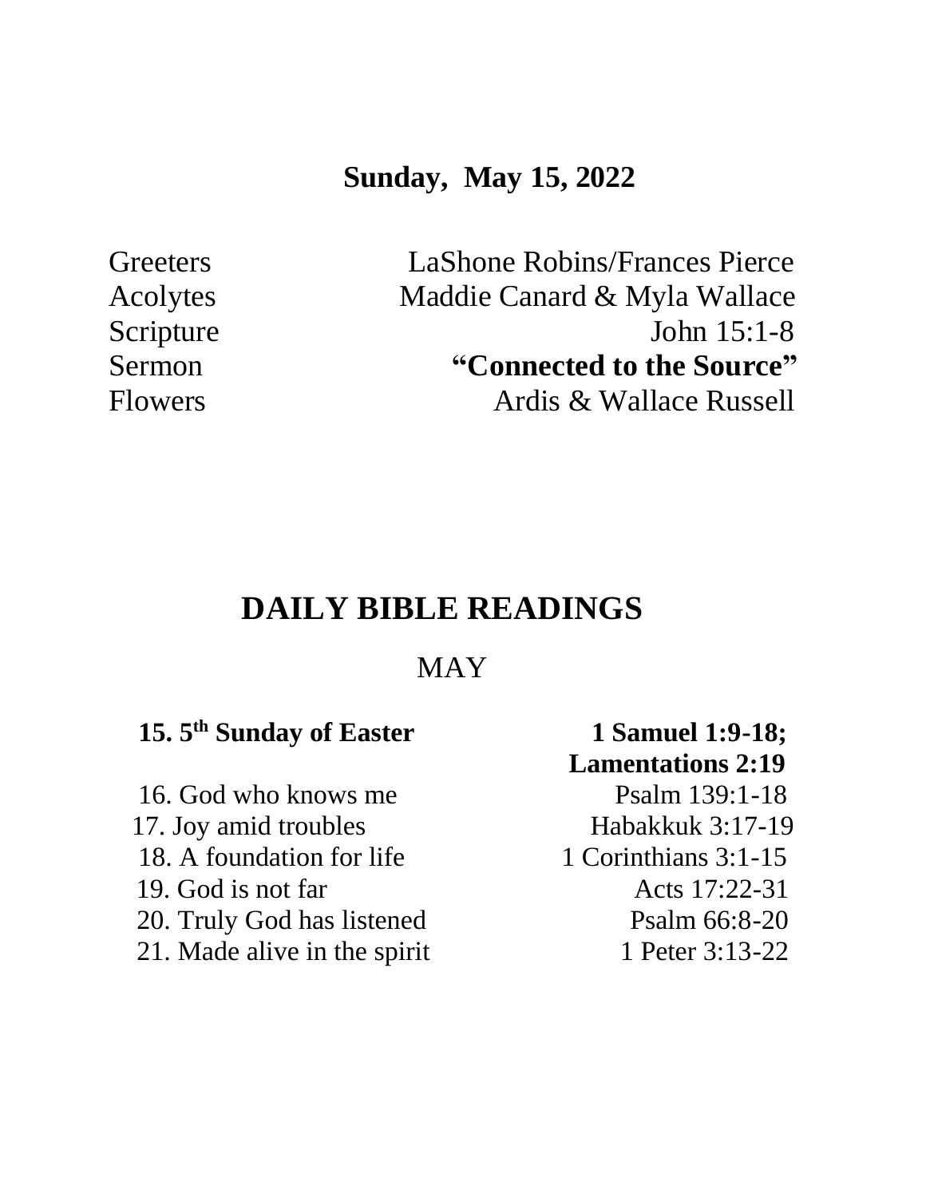## Sunday, May 15, 2022

| | |
|---|---|
| Greeters | LaShone Robins/Frances Pierce |
| Acolytes | Maddie Canard & Myla Wallace |
| Scripture | John 15:1-8 |
| Sermon | **"Connected to the Source"** |
| Flowers | Ardis & Wallace Russell |

# DAILY BIBLE READINGS

## MAY

| | |
|---|---|
| **15. 5th Sunday of Easter** | **1 Samuel 1:9-18; Lamentations 2:19** |
| 16. God who knows me | Psalm 139:1-18 |
| 17. Joy amid troubles | Habakkuk 3:17-19 |
| 18. A foundation for life | 1 Corinthians 3:1-15 |
| 19. God is not far | Acts 17:22-31 |
| 20. Truly God has listened | Psalm 66:8-20 |
| 21. Made alive in the spirit | 1 Peter 3:13-22 |